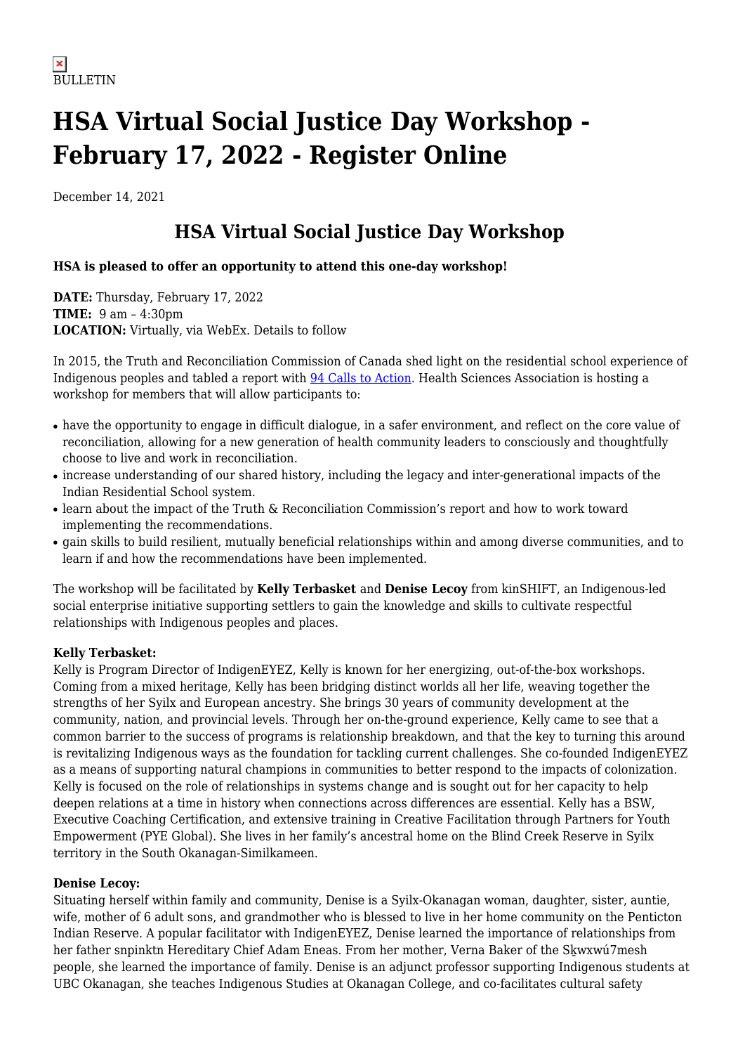BULLETIN

# HSA Virtual Social Justice Day Workshop - February 17, 2022 - Register Online

December 14, 2021

## HSA Virtual Social Justice Day Workshop

**HSA is pleased to offer an opportunity to attend this one-day workshop!**

**DATE:** Thursday, February 17, 2022
**TIME:** 9 am – 4:30pm
**LOCATION:** Virtually, via WebEx. Details to follow

In 2015, the Truth and Reconciliation Commission of Canada shed light on the residential school experience of Indigenous peoples and tabled a report with 94 Calls to Action. Health Sciences Association is hosting a workshop for members that will allow participants to:

- have the opportunity to engage in difficult dialogue, in a safer environment, and reflect on the core value of reconciliation, allowing for a new generation of health community leaders to consciously and thoughtfully choose to live and work in reconciliation.
- increase understanding of our shared history, including the legacy and inter-generational impacts of the Indian Residential School system.
- learn about the impact of the Truth & Reconciliation Commission's report and how to work toward implementing the recommendations.
- gain skills to build resilient, mutually beneficial relationships within and among diverse communities, and to learn if and how the recommendations have been implemented.

The workshop will be facilitated by **Kelly Terbasket** and **Denise Lecoy** from kinSHIFT, an Indigenous-led social enterprise initiative supporting settlers to gain the knowledge and skills to cultivate respectful relationships with Indigenous peoples and places.

**Kelly Terbasket:**
Kelly is Program Director of IndigenEYEZ, Kelly is known for her energizing, out-of-the-box workshops. Coming from a mixed heritage, Kelly has been bridging distinct worlds all her life, weaving together the strengths of her Syilx and European ancestry. She brings 30 years of community development at the community, nation, and provincial levels. Through her on-the-ground experience, Kelly came to see that a common barrier to the success of programs is relationship breakdown, and that the key to turning this around is revitalizing Indigenous ways as the foundation for tackling current challenges. She co-founded IndigenEYEZ as a means of supporting natural champions in communities to better respond to the impacts of colonization. Kelly is focused on the role of relationships in systems change and is sought out for her capacity to help deepen relations at a time in history when connections across differences are essential. Kelly has a BSW, Executive Coaching Certification, and extensive training in Creative Facilitation through Partners for Youth Empowerment (PYE Global). She lives in her family's ancestral home on the Blind Creek Reserve in Syilx territory in the South Okanagan-Similkameen.

**Denise Lecoy:**
Situating herself within family and community, Denise is a Syilx-Okanagan woman, daughter, sister, auntie, wife, mother of 6 adult sons, and grandmother who is blessed to live in her home community on the Penticton Indian Reserve. A popular facilitator with IndigenEYEZ, Denise learned the importance of relationships from her father snpinktn Hereditary Chief Adam Eneas. From her mother, Verna Baker of the Sḵwxwú7mesh people, she learned the importance of family. Denise is an adjunct professor supporting Indigenous students at UBC Okanagan, she teaches Indigenous Studies at Okanagan College, and co-facilitates cultural safety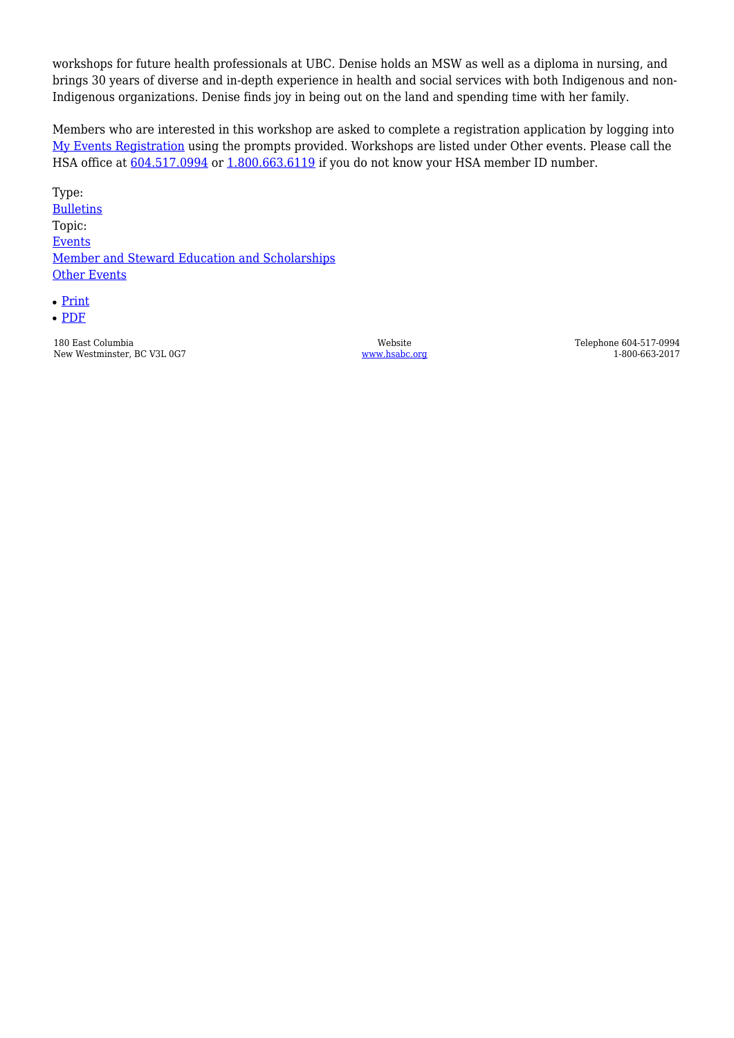workshops for future health professionals at UBC. Denise holds an MSW as well as a diploma in nursing, and brings 30 years of diverse and in-depth experience in health and social services with both Indigenous and non-Indigenous organizations. Denise finds joy in being out on the land and spending time with her family.

Members who are interested in this workshop are asked to complete a registration application by logging into My Events Registration using the prompts provided. Workshops are listed under Other events. Please call the HSA office at 604.517.0994 or 1.800.663.6119 if you do not know your HSA member ID number.

Type:
Bulletins
Topic:
Events
Member and Steward Education and Scholarships
Other Events

- Print
- PDF

180 East Columbia
New Westminster, BC V3L 0G7

Website
www.hsabc.org

Telephone 604-517-0994
1-800-663-2017